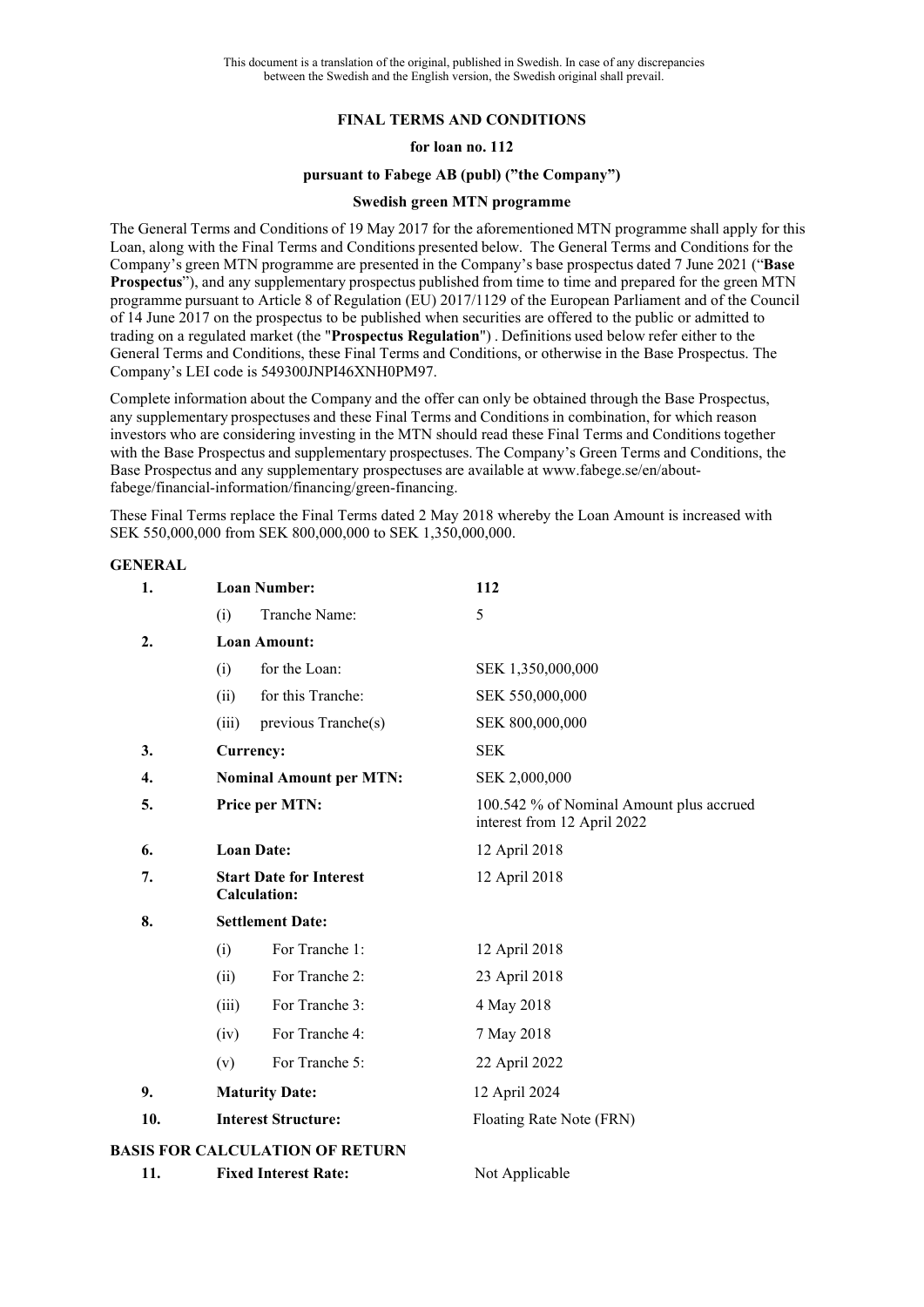This document is a translation of the original, published in Swedish. In case of any discrepancies between the Swedish and the English version, the Swedish original shall prevail.

# FINAL TERMS AND CONDITIONS

## for loan no. 112

## pursuant to Fabege AB (publ) ("the Company")

## Swedish green MTN programme

The General Terms and Conditions of 19 May 2017 for the aforementioned MTN programme shall apply for this Loan, along with the Final Terms and Conditions presented below. The General Terms and Conditions for the Company's green MTN programme are presented in the Company's base prospectus dated 7 June 2021 ("**Base Prospectus**"), and any supplementary prospectus published from time to time and prepared for the green MTN programme pursuant to Article 8 of Regulation (EU) 2017/1129 of the European Parliament and of the Council of 14 June 2017 on the prospectus to be published when securities are offered to the public or admitted to trading on a regulated market (the "**Prospectus Regulation**") . Definitions used below refer either to the General Terms and Conditions, these Final Terms and Conditions, or otherwise in the Base Prospectus. The Company's LEI code is 549300JNPI46XNH0PM97.

Complete information about the Company and the offer can only be obtained through the Base Prospectus, any supplementary prospectuses and these Final Terms and Conditions in combination, for which reason investors who are considering investing in the MTN should read these Final Terms and Conditions together with the Base Prospectus and supplementary prospectuses. The Company's Green Terms and Conditions, the Base Prospectus and any supplementary prospectuses are available at www.fabege.se/en/about-fabege/financial-information/financing/green-financing.

These Final Terms replace the Final Terms dated 2 May 2018 whereby the Loan Amount is increased with SEK 550,000,000 from SEK 800,000,000 to SEK 1,350,000,000.

### GENERAL

| | | | |
|---|---|---|---|
| **1.** | **Loan Number:** | | **112** |
| | (i) | Tranche Name: | 5 |
| **2.** | **Loan Amount:** | | |
| | (i) | for the Loan: | SEK 1,350,000,000 |
| | (ii) | for this Tranche: | SEK 550,000,000 |
| | (iii) | previous Tranche(s) | SEK 800,000,000 |
| **3.** | **Currency:** | | SEK |
| **4.** | **Nominal Amount per MTN:** | | SEK 2,000,000 |
| **5.** | **Price per MTN:** | | 100.542 % of Nominal Amount plus accrued interest from 12 April 2022 |
| **6.** | **Loan Date:** | | 12 April 2018 |
| **7.** | **Start Date for Interest Calculation:** | | 12 April 2018 |
| **8.** | **Settlement Date:** | | |
| | (i) | For Tranche 1: | 12 April 2018 |
| | (ii) | For Tranche 2: | 23 April 2018 |
| | (iii) | For Tranche 3: | 4 May 2018 |
| | (iv) | For Tranche 4: | 7 May 2018 |
| | (v) | For Tranche 5: | 22 April 2022 |
| **9.** | **Maturity Date:** | | 12 April 2024 |
| **10.** | **Interest Structure:** | | Floating Rate Note (FRN) |

### BASIS FOR CALCULATION OF RETURN

| | | |
|---|---|---|
| **11.** | **Fixed Interest Rate:** | Not Applicable |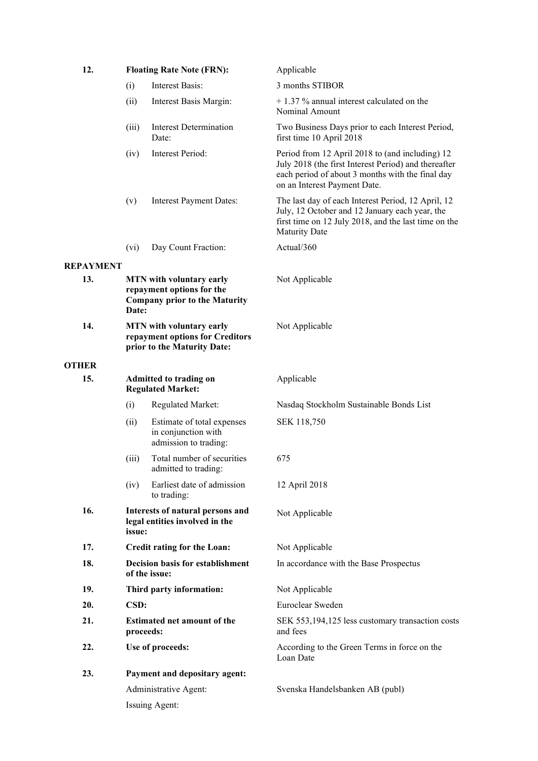| | | | |
|---|---|---|---|
| **12.** | **Floating Rate Note (FRN):** | | Applicable |
| | (i) | Interest Basis: | 3 months STIBOR |
| | (ii) | Interest Basis Margin: | + 1.37 % annual interest calculated on the Nominal Amount |
| | (iii) | Interest Determination Date: | Two Business Days prior to each Interest Period, first time 10 April 2018 |
| | (iv) | Interest Period: | Period from 12 April 2018 to (and including) 12 July 2018 (the first Interest Period) and thereafter each period of about 3 months with the final day on an Interest Payment Date. |
| | (v) | Interest Payment Dates: | The last day of each Interest Period, 12 April, 12 July, 12 October and 12 January each year, the first time on 12 July 2018, and the last time on the Maturity Date |
| | (vi) | Day Count Fraction: | Actual/360 |

**REPAYMENT**

| | | |
|---|---|---|
| **13.** | **MTN with voluntary early repayment options for the Company prior to the Maturity Date:** | Not Applicable |
| **14.** | **MTN with voluntary early repayment options for Creditors prior to the Maturity Date:** | Not Applicable |

**OTHER**

| | | | |
|---|---|---|---|
| **15.** | **Admitted to trading on Regulated Market:** | | Applicable |
| | (i) | Regulated Market: | Nasdaq Stockholm Sustainable Bonds List |
| | (ii) | Estimate of total expenses in conjunction with admission to trading: | SEK 118,750 |
| | (iii) | Total number of securities admitted to trading: | 675 |
| | (iv) | Earliest date of admission to trading: | 12 April 2018 |
| **16.** | **Interests of natural persons and legal entities involved in the issue:** | | Not Applicable |
| **17.** | **Credit rating for the Loan:** | | Not Applicable |
| **18.** | **Decision basis for establishment of the issue:** | | In accordance with the Base Prospectus |
| **19.** | **Third party information:** | | Not Applicable |
| **20.** | **CSD:** | | Euroclear Sweden |
| **21.** | **Estimated net amount of the proceeds:** | | SEK 553,194,125 less customary transaction costs and fees |
| **22.** | **Use of proceeds:** | | According to the Green Terms in force on the Loan Date |
| **23.** | **Payment and depositary agent:** | | |
| | Administrative Agent: | | Svenska Handelsbanken AB (publ) |
| | Issuing Agent: | | |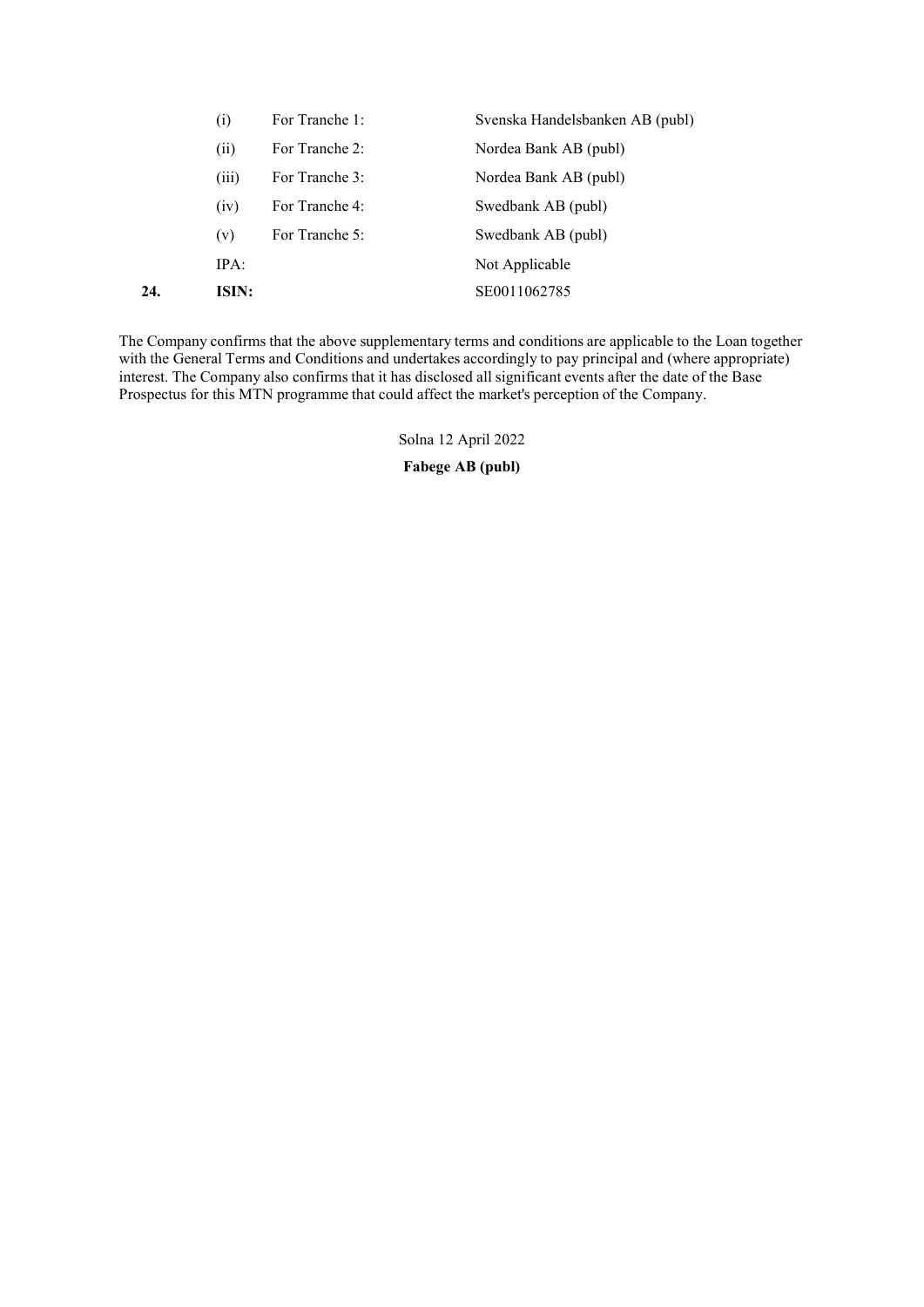| | | | |
|---|---|---|---|
| | (i) | For Tranche 1: | Svenska Handelsbanken AB (publ) |
| | (ii) | For Tranche 2: | Nordea Bank AB (publ) |
| | (iii) | For Tranche 3: | Nordea Bank AB (publ) |
| | (iv) | For Tranche 4: | Swedbank AB (publ) |
| | (v) | For Tranche 5: | Swedbank AB (publ) |
| | IPA: | | Not Applicable |
| **24.** | **ISIN:** | | SE0011062785 |

The Company confirms that the above supplementary terms and conditions are applicable to the Loan together with the General Terms and Conditions and undertakes accordingly to pay principal and (where appropriate) interest. The Company also confirms that it has disclosed all significant events after the date of the Base Prospectus for this MTN programme that could affect the market's perception of the Company.

Solna 12 April 2022

**Fabege AB (publ)**